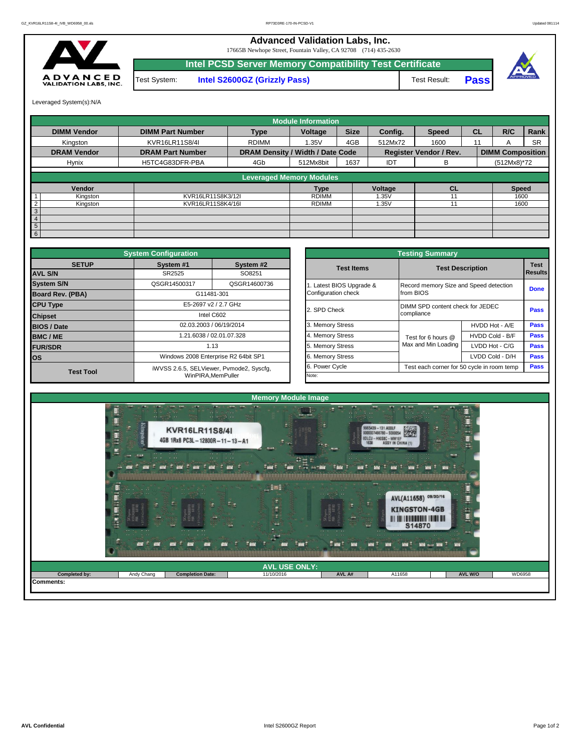# Advanced Validation Labs, Inc.

17665B Newhope Street, Fountain Valley, CA 92708 (714) 435-2630

## Intel PCSD Server Memory Compatibility Test Certificate

| Test System: | Intel S2600GZ (Grizzly Pass) | Test Result: | Pass |
|---|---|---|---|

Leveraged System(s):N/A

### Module Information

| DIMM Vendor | DIMM Part Number | Type | Voltage | Size | Config. | Speed | CL | R/C | Rank |
|---|---|---|---|---|---|---|---|---|---|
| Kingston | KVR16LR11S8/4I | RDIMM | 1.35V | 4GB | 512Mx72 | 1600 | 11 | A | SR |
| **DRAM Vendor** | **DRAM Part Number** | **DRAM Density / Width / Date Code** | | | **Register Vendor / Rev.** | | | **DIMM Composition** | |
| Hynix | H5TC4G83DFR-PBA | 4Gb | 512Mx8bit | 1637 | IDT | B | | (512Mx8)*72 | |

### Leveraged Memory Modules

| | Vendor | | Type | Voltage | CL | Speed |
|---|---|---|---|---|---|---|
| 1 | Kingston | KVR16LR11S8K3/12I | RDIMM | 1.35V | 11 | 1600 |
| 2 | Kingston | KVR16LR11S8K4/16I | RDIMM | 1.35V | 11 | 1600 |
| 3 | | | | | | |
| 4 | | | | | | |
| 5 | | | | | | |
| 6 | | | | | | |

### System Configuration

| SETUP | System #1 | System #2 |
|---|---|---|
| AVL S/N | SR2525 | SO8251 |
| System S/N | QSGR14500317 | QSGR14600736 |
| Board Rev. (PBA) | G11481-301 | |
| CPU Type | E5-2697 v2 / 2.7 GHz | |
| Chipset | Intel C602 | |
| BIOS / Date | 02.03.2003 / 06/19/2014 | |
| BMC / ME | 1.21.6038 / 02.01.07.328 | |
| FUR/SDR | 1.13 | |
| OS | Windows 2008 Enterprise R2 64bit SP1 | |
| Test Tool | iWVSS 2.6.5, SELViewer, Pvmode2, Syscfg, WinPIRA,MemPuller | |

### Testing Summary

| Test Items | Test Description | | Test Results |
|---|---|---|---|
| 1. Latest BIOS Upgrade & Configuration check | Record memory Size and Speed detection from BIOS | | Done |
| 2. SPD Check | DIMM SPD content check for JEDEC compliance | | Pass |
| 3. Memory Stress | Test for 6 hours @ Max and Min Loading | HVDD Hot - A/E | Pass |
| 4. Memory Stress | | HVDD Cold - B/F | Pass |
| 5. Memory Stress | | LVDD Hot - C/G | Pass |
| 6. Memory Stress | | LVDD Cold - D/H | Pass |
| 6. Power Cycle | Test each corner for 50 cycle in room temp | | Pass |
| Note: | | | |

### Memory Module Image

### AVL USE ONLY:

| Completed by: | Andy Chang | Completion Date: | 11/10/2016 | AVL A# | A11658 | AVL W/O | WD6958 |
|---|---|---|---|---|---|---|---|

Comments: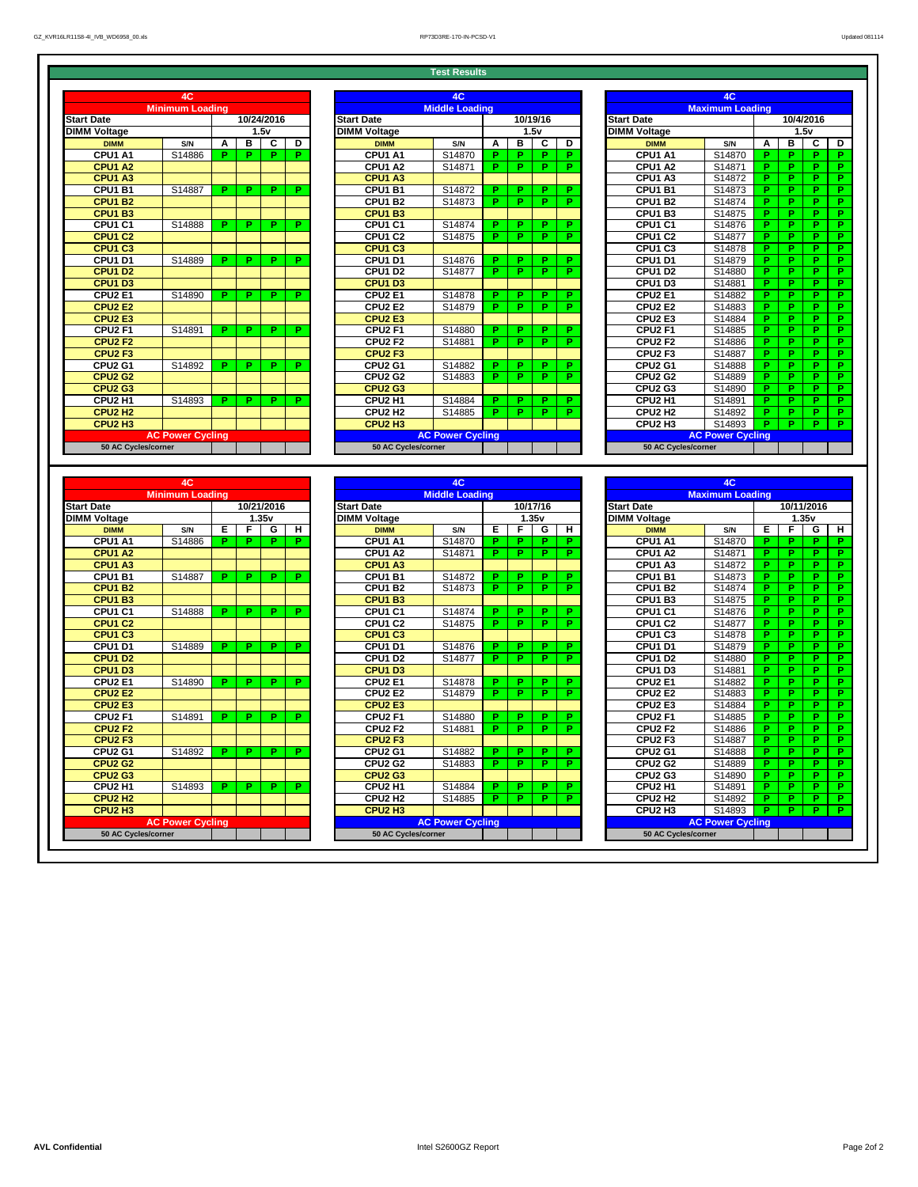## Test Results

### 4C Minimum Loading

| Start Date | | 10/24/2016 | | | |
|---|---|---|---|---|---|
| DIMM Voltage | | 1.5v | | | |
| DIMM | S/N | A | B | C | D |
| CPU1 A1 | S14886 | P | P | P | P |
| CPU1 A2 | | | | | |
| CPU1 A3 | | | | | |
| CPU1 B1 | S14887 | P | P | P | P |
| CPU1 B2 | | | | | |
| CPU1 B3 | | | | | |
| CPU1 C1 | S14888 | P | P | P | P |
| CPU1 C2 | | | | | |
| CPU1 C3 | | | | | |
| CPU1 D1 | S14889 | P | P | P | P |
| CPU1 D2 | | | | | |
| CPU1 D3 | | | | | |
| CPU2 E1 | S14890 | P | P | P | P |
| CPU2 E2 | | | | | |
| CPU2 E3 | | | | | |
| CPU2 F1 | S14891 | P | P | P | P |
| CPU2 F2 | | | | | |
| CPU2 F3 | | | | | |
| CPU2 G1 | S14892 | P | P | P | P |
| CPU2 G2 | | | | | |
| CPU2 G3 | | | | | |
| CPU2 H1 | S14893 | P | P | P | P |
| CPU2 H2 | | | | | |
| CPU2 H3 | | | | | |
| AC Power Cycling | | | | | |
| 50 AC Cycles/corner | | | | | |

### 4C Middle Loading

| Start Date | | 10/19/16 | | | |
|---|---|---|---|---|---|
| DIMM Voltage | | 1.5v | | | |
| DIMM | S/N | A | B | C | D |
| CPU1 A1 | S14870 | P | P | P | P |
| CPU1 A2 | S14871 | P | P | P | P |
| CPU1 A3 | | | | | |
| CPU1 B1 | S14872 | P | P | P | P |
| CPU1 B2 | S14873 | P | P | P | P |
| CPU1 B3 | | | | | |
| CPU1 C1 | S14874 | P | P | P | P |
| CPU1 C2 | S14875 | P | P | P | P |
| CPU1 C3 | | | | | |
| CPU1 D1 | S14876 | P | P | P | P |
| CPU1 D2 | S14877 | P | P | P | P |
| CPU1 D3 | | | | | |
| CPU2 E1 | S14878 | P | P | P | P |
| CPU2 E2 | S14879 | P | P | P | P |
| CPU2 E3 | | | | | |
| CPU2 F1 | S14880 | P | P | P | P |
| CPU2 F2 | S14881 | P | P | P | P |
| CPU2 F3 | | | | | |
| CPU2 G1 | S14882 | P | P | P | P |
| CPU2 G2 | S14883 | P | P | P | P |
| CPU2 G3 | | | | | |
| CPU2 H1 | S14884 | P | P | P | P |
| CPU2 H2 | S14885 | P | P | P | P |
| CPU2 H3 | | | | | |
| AC Power Cycling | | | | | |
| 50 AC Cycles/corner | | | | | |

### 4C Maximum Loading

| Start Date | | 10/4/2016 | | | |
|---|---|---|---|---|---|
| DIMM Voltage | | 1.5v | | | |
| DIMM | S/N | A | B | C | D |
| CPU1 A1 | S14870 | P | P | P | P |
| CPU1 A2 | S14871 | P | P | P | P |
| CPU1 A3 | S14872 | P | P | P | P |
| CPU1 B1 | S14873 | P | P | P | P |
| CPU1 B2 | S14874 | P | P | P | P |
| CPU1 B3 | S14875 | P | P | P | P |
| CPU1 C1 | S14876 | P | P | P | P |
| CPU1 C2 | S14877 | P | P | P | P |
| CPU1 C3 | S14878 | P | P | P | P |
| CPU1 D1 | S14879 | P | P | P | P |
| CPU1 D2 | S14880 | P | P | P | P |
| CPU1 D3 | S14881 | P | P | P | P |
| CPU2 E1 | S14882 | P | P | P | P |
| CPU2 E2 | S14883 | P | P | P | P |
| CPU2 E3 | S14884 | P | P | P | P |
| CPU2 F1 | S14885 | P | P | P | P |
| CPU2 F2 | S14886 | P | P | P | P |
| CPU2 F3 | S14887 | P | P | P | P |
| CPU2 G1 | S14888 | P | P | P | P |
| CPU2 G2 | S14889 | P | P | P | P |
| CPU2 G3 | S14890 | P | P | P | P |
| CPU2 H1 | S14891 | P | P | P | P |
| CPU2 H2 | S14892 | P | P | P | P |
| CPU2 H3 | S14893 | P | P | P | P |
| AC Power Cycling | | | | | |
| 50 AC Cycles/corner | | | | | |

### 4C Minimum Loading

| Start Date | | 10/21/2016 | | | |
|---|---|---|---|---|---|
| DIMM Voltage | | 1.35v | | | |
| DIMM | S/N | E | F | G | H |
| CPU1 A1 | S14886 | P | P | P | P |
| CPU1 A2 | | | | | |
| CPU1 A3 | | | | | |
| CPU1 B1 | S14887 | P | P | P | P |
| CPU1 B2 | | | | | |
| CPU1 B3 | | | | | |
| CPU1 C1 | S14888 | P | P | P | P |
| CPU1 C2 | | | | | |
| CPU1 C3 | | | | | |
| CPU1 D1 | S14889 | P | P | P | P |
| CPU1 D2 | | | | | |
| CPU1 D3 | | | | | |
| CPU2 E1 | S14890 | P | P | P | P |
| CPU2 E2 | | | | | |
| CPU2 E3 | | | | | |
| CPU2 F1 | S14891 | P | P | P | P |
| CPU2 F2 | | | | | |
| CPU2 F3 | | | | | |
| CPU2 G1 | S14892 | P | P | P | P |
| CPU2 G2 | | | | | |
| CPU2 G3 | | | | | |
| CPU2 H1 | S14893 | P | P | P | P |
| CPU2 H2 | | | | | |
| CPU2 H3 | | | | | |
| AC Power Cycling | | | | | |
| 50 AC Cycles/corner | | | | | |

### 4C Middle Loading

| Start Date | | 10/17/16 | | | |
|---|---|---|---|---|---|
| DIMM Voltage | | 1.35v | | | |
| DIMM | S/N | E | F | G | H |
| CPU1 A1 | S14870 | P | P | P | P |
| CPU1 A2 | S14871 | P | P | P | P |
| CPU1 A3 | | | | | |
| CPU1 B1 | S14872 | P | P | P | P |
| CPU1 B2 | S14873 | P | P | P | P |
| CPU1 B3 | | | | | |
| CPU1 C1 | S14874 | P | P | P | P |
| CPU1 C2 | S14875 | P | P | P | P |
| CPU1 C3 | | | | | |
| CPU1 D1 | S14876 | P | P | P | P |
| CPU1 D2 | S14877 | P | P | P | P |
| CPU1 D3 | | | | | |
| CPU2 E1 | S14878 | P | P | P | P |
| CPU2 E2 | S14879 | P | P | P | P |
| CPU2 E3 | | | | | |
| CPU2 F1 | S14880 | P | P | P | P |
| CPU2 F2 | S14881 | P | P | P | P |
| CPU2 F3 | | | | | |
| CPU2 G1 | S14882 | P | P | P | P |
| CPU2 G2 | S14883 | P | P | P | P |
| CPU2 G3 | | | | | |
| CPU2 H1 | S14884 | P | P | P | P |
| CPU2 H2 | S14885 | P | P | P | P |
| CPU2 H3 | | | | | |
| AC Power Cycling | | | | | |
| 50 AC Cycles/corner | | | | | |

### 4C Maximum Loading

| Start Date | | 10/11/2016 | | | |
|---|---|---|---|---|---|
| DIMM Voltage | | 1.35v | | | |
| DIMM | S/N | E | F | G | H |
| CPU1 A1 | S14870 | P | P | P | P |
| CPU1 A2 | S14871 | P | P | P | P |
| CPU1 A3 | S14872 | P | P | P | P |
| CPU1 B1 | S14873 | P | P | P | P |
| CPU1 B2 | S14874 | P | P | P | P |
| CPU1 B3 | S14875 | P | P | P | P |
| CPU1 C1 | S14876 | P | P | P | P |
| CPU1 C2 | S14877 | P | P | P | P |
| CPU1 C3 | S14878 | P | P | P | P |
| CPU1 D1 | S14879 | P | P | P | P |
| CPU1 D2 | S14880 | P | P | P | P |
| CPU1 D3 | S14881 | P | P | P | P |
| CPU2 E1 | S14882 | P | P | P | P |
| CPU2 E2 | S14883 | P | P | P | P |
| CPU2 E3 | S14884 | P | P | P | P |
| CPU2 F1 | S14885 | P | P | P | P |
| CPU2 F2 | S14886 | P | P | P | P |
| CPU2 F3 | S14887 | P | P | P | P |
| CPU2 G1 | S14888 | P | P | P | P |
| CPU2 G2 | S14889 | P | P | P | P |
| CPU2 G3 | S14890 | P | P | P | P |
| CPU2 H1 | S14891 | P | P | P | P |
| CPU2 H2 | S14892 | P | P | P | P |
| CPU2 H3 | S14893 | P | P | P | P |
| AC Power Cycling | | | | | |
| 50 AC Cycles/corner | | | | | |